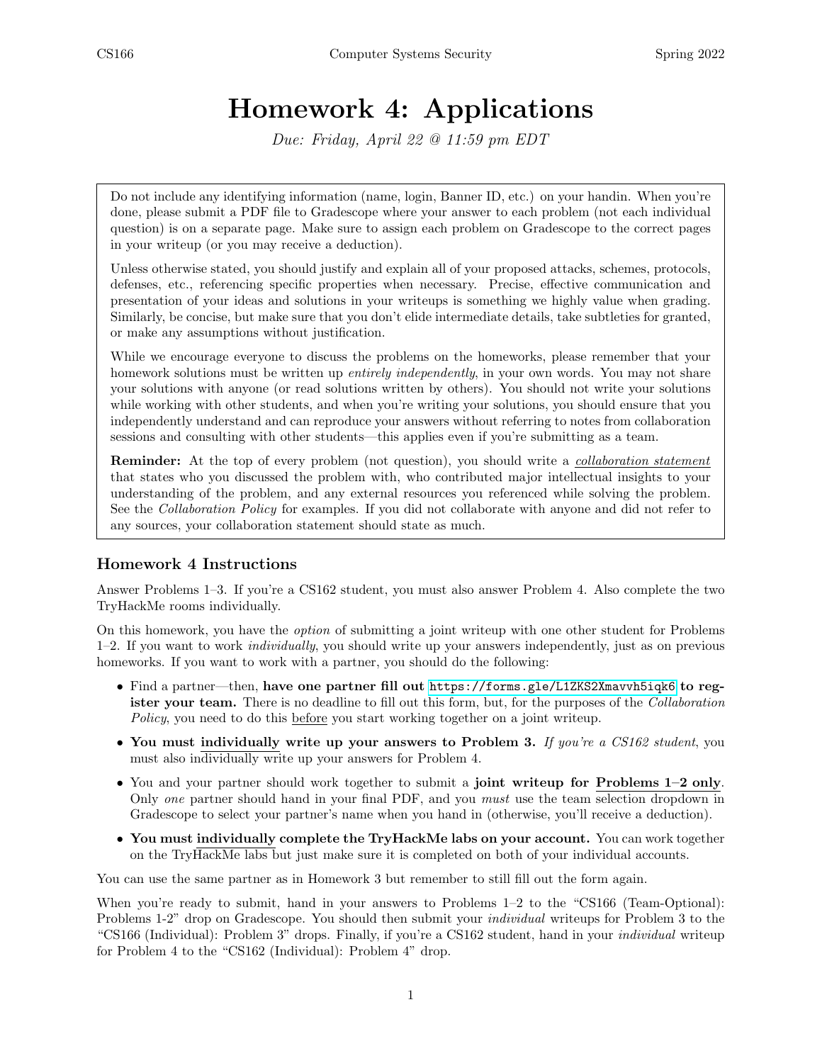# Homework 4: Applications

*Due: Friday, April 22 @ 11:59 pm EDT*

Do not include any identifying information (name, login, Banner ID, etc.) on your handin. When you're done, please submit a PDF file to Gradescope where your answer to each problem (not each individual question) is on a separate page. Make sure to assign each problem on Gradescope to the correct pages in your writeup (or you may receive a deduction).

Unless otherwise stated, you should justify and explain all of your proposed attacks, schemes, protocols, defenses, etc., referencing specific properties when necessary. Precise, effective communication and presentation of your ideas and solutions in your writeups is something we highly value when grading. Similarly, be concise, but make sure that you don't elide intermediate details, take subtleties for granted, or make any assumptions without justification.

While we encourage everyone to discuss the problems on the homeworks, please remember that your homework solutions must be written up *entirely independently*, in your own words. You may not share your solutions with anyone (or read solutions written by others). You should not write your solutions while working with other students, and when you're writing your solutions, you should ensure that you independently understand and can reproduce your answers without referring to notes from collaboration sessions and consulting with other students—this applies even if you're submitting as a team.

**Reminder:** At the top of every problem (not question), you should write a *collaboration statement* that states who you discussed the problem with, who contributed major intellectual insights to your understanding of the problem, and any external resources you referenced while solving the problem. See the *Collaboration Policy* for examples. If you did not collaborate with anyone and did not refer to any sources, your collaboration statement should state as much.

## Homework 4 Instructions

Answer Problems 1–3. If you're a CS162 student, you must also answer Problem 4. Also complete the two TryHackMe rooms individually.

On this homework, you have the *option* of submitting a joint writeup with one other student for Problems 1–2. If you want to work *individually*, you should write up your answers independently, just as on previous homeworks. If you want to work with a partner, you should do the following:

- Find a partner—then, **have one partner fill out** `https://forms.gle/L1ZKS2Xmavvh5iqk6` **to register your team.** There is no deadline to fill out this form, but, for the purposes of the *Collaboration Policy*, you need to do this before you start working together on a joint writeup.
- **You must individually write up your answers to Problem 3.** *If you're a CS162 student*, you must also individually write up your answers for Problem 4.
- You and your partner should work together to submit a **joint writeup for Problems 1–2 only**. Only *one* partner should hand in your final PDF, and you *must* use the team selection dropdown in Gradescope to select your partner's name when you hand in (otherwise, you'll receive a deduction).
- **You must individually complete the TryHackMe labs on your account.** You can work together on the TryHackMe labs but just make sure it is completed on both of your individual accounts.

You can use the same partner as in Homework 3 but remember to still fill out the form again.

When you're ready to submit, hand in your answers to Problems 1–2 to the "CS166 (Team-Optional): Problems 1-2" drop on Gradescope. You should then submit your *individual* writeups for Problem 3 to the "CS166 (Individual): Problem 3" drops. Finally, if you're a CS162 student, hand in your *individual* writeup for Problem 4 to the "CS162 (Individual): Problem 4" drop.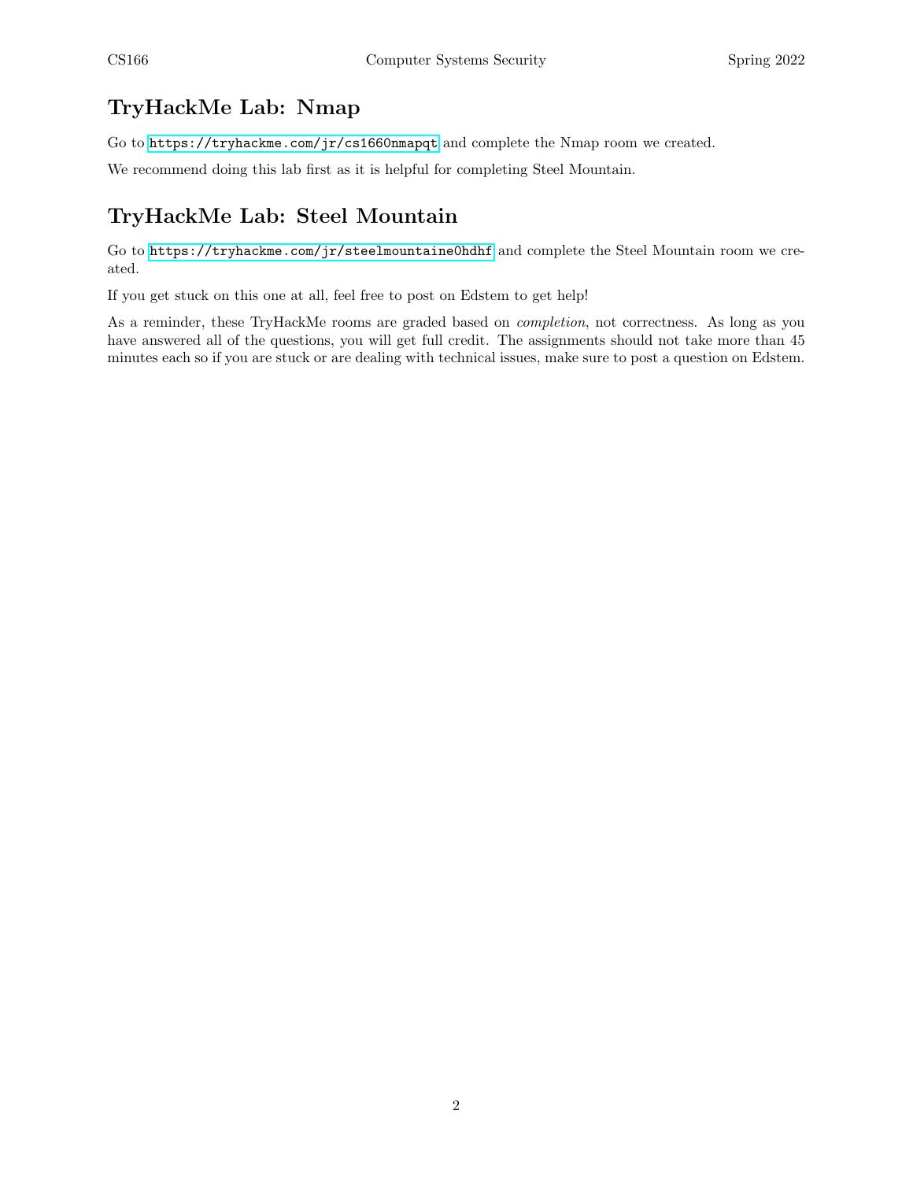## TryHackMe Lab: Nmap

Go to `https://tryhackme.com/jr/cs1660nmapqt` and complete the Nmap room we created.

We recommend doing this lab first as it is helpful for completing Steel Mountain.

## TryHackMe Lab: Steel Mountain

Go to `https://tryhackme.com/jr/steelmountaine0hdhf` and complete the Steel Mountain room we created.

If you get stuck on this one at all, feel free to post on Edstem to get help!

As a reminder, these TryHackMe rooms are graded based on *completion*, not correctness. As long as you have answered all of the questions, you will get full credit. The assignments should not take more than 45 minutes each so if you are stuck or are dealing with technical issues, make sure to post a question on Edstem.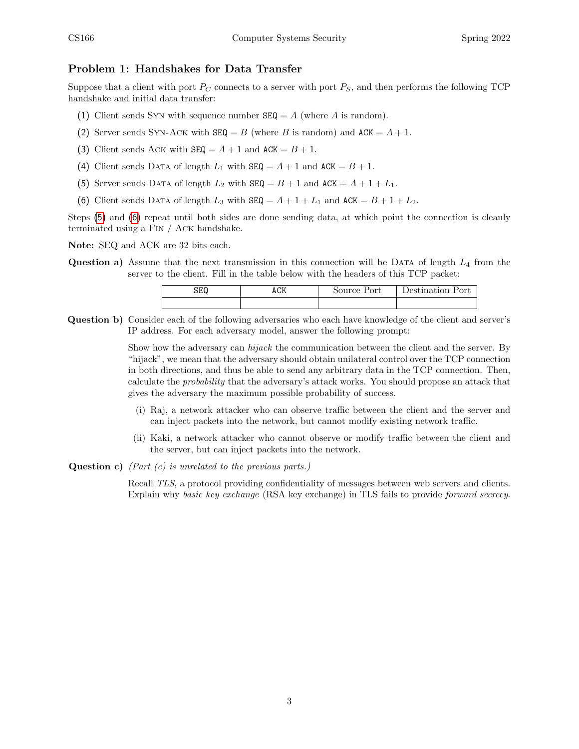## Problem 1: Handshakes for Data Transfer

Suppose that a client with port $P_C$ connects to a server with port $P_S$, and then performs the following TCP handshake and initial data transfer:

(1) Client sends SYN with sequence number `SEQ` $= A$ (where $A$ is random).

(2) Server sends SYN-ACK with `SEQ` $= B$ (where $B$ is random) and `ACK` $= A + 1$.

(3) Client sends ACK with `SEQ` $= A + 1$ and `ACK` $= B + 1$.

(4) Client sends DATA of length $L_1$ with `SEQ` $= A + 1$ and `ACK` $= B + 1$.

(5) Server sends DATA of length $L_2$ with `SEQ` $= B + 1$ and `ACK` $= A + 1 + L_1$.

(6) Client sends DATA of length $L_3$ with `SEQ` $= A + 1 + L_1$ and `ACK` $= B + 1 + L_2$.

Steps (5) and (6) repeat until both sides are done sending data, at which point the connection is cleanly terminated using a FIN / ACK handshake.

**Note:** SEQ and ACK are 32 bits each.

**Question a)** Assume that the next transmission in this connection will be DATA of length $L_4$ from the server to the client. Fill in the table below with the headers of this TCP packet:

| SEQ | ACK | Source Port | Destination Port |
|---|---|---|---|
| | | | |

**Question b)** Consider each of the following adversaries who each have knowledge of the client and server's IP address. For each adversary model, answer the following prompt:

Show how the adversary can *hijack* the communication between the client and the server. By "hijack", we mean that the adversary should obtain unilateral control over the TCP connection in both directions, and thus be able to send any arbitrary data in the TCP connection. Then, calculate the *probability* that the adversary's attack works. You should propose an attack that gives the adversary the maximum possible probability of success.

(i) Raj, a network attacker who can observe traffic between the client and the server and can inject packets into the network, but cannot modify existing network traffic.

(ii) Kaki, a network attacker who cannot observe or modify traffic between the client and the server, but can inject packets into the network.

**Question c)** *(Part (c) is unrelated to the previous parts.)*

Recall *TLS*, a protocol providing confidentiality of messages between web servers and clients. Explain why *basic key exchange* (RSA key exchange) in TLS fails to provide *forward secrecy*.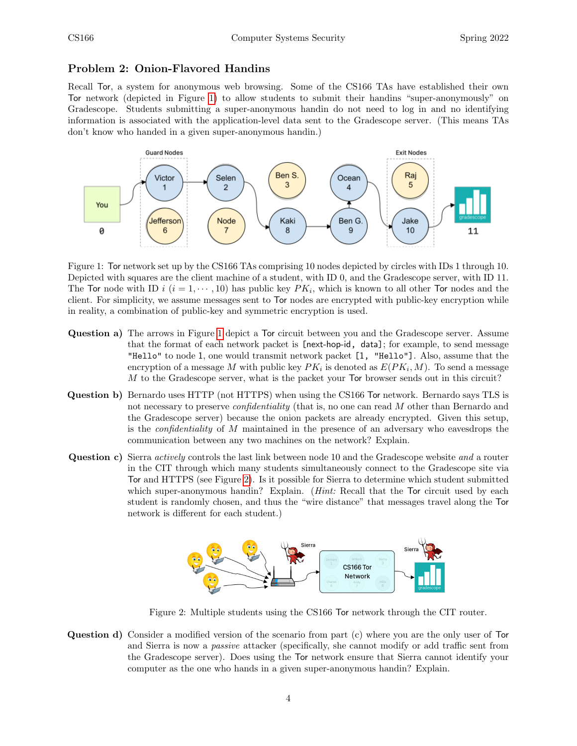## Problem 2: Onion-Flavored Handins

Recall Tor, a system for anonymous web browsing. Some of the CS166 TAs have established their own Tor network (depicted in Figure 1) to allow students to submit their handins "super-anonymously" on Gradescope. Students submitting a super-anonymous handin do not need to log in and no identifying information is associated with the application-level data sent to the Gradescope server. (This means TAs don't know who handed in a given super-anonymous handin.)

Figure 1: Tor network set up by the CS166 TAs comprising 10 nodes depicted by circles with IDs 1 through 10. Depicted with squares are the client machine of a student, with ID 0, and the Gradescope server, with ID 11. The Tor node with ID $i$ ($i = 1, \cdots, 10$) has public key $PK_i$, which is known to all other Tor nodes and the client. For simplicity, we assume messages sent to Tor nodes are encrypted with public-key encryption while in reality, a combination of public-key and symmetric encryption is used.

**Question a)** The arrows in Figure 1 depict a Tor circuit between you and the Gradescope server. Assume that the format of each network packet is `[next-hop-id, data]`; for example, to send message `"Hello"` to node 1, one would transmit network packet `[1, "Hello"]`. Also, assume that the encryption of a message $M$ with public key $PK_i$ is denoted as $E(PK_i, M)$. To send a message $M$ to the Gradescope server, what is the packet your Tor browser sends out in this circuit?

**Question b)** Bernardo uses HTTP (not HTTPS) when using the CS166 Tor network. Bernardo says TLS is not necessary to preserve *confidentiality* (that is, no one can read $M$ other than Bernardo and the Gradescope server) because the onion packets are already encrypted. Given this setup, is the *confidentiality* of $M$ maintained in the presence of an adversary who eavesdrops the communication between any two machines on the network? Explain.

**Question c)** Sierra *actively* controls the last link between node 10 and the Gradescope website *and* a router in the CIT through which many students simultaneously connect to the Gradescope site via Tor and HTTPS (see Figure 2). Is it possible for Sierra to determine which student submitted which super-anonymous handin? Explain. (*Hint:* Recall that the Tor circuit used by each student is randomly chosen, and thus the "wire distance" that messages travel along the Tor network is different for each student.)

Figure 2: Multiple students using the CS166 Tor network through the CIT router.

**Question d)** Consider a modified version of the scenario from part (c) where you are the only user of Tor and Sierra is now a *passive* attacker (specifically, she cannot modify or add traffic sent from the Gradescope server). Does using the Tor network ensure that Sierra cannot identify your computer as the one who hands in a given super-anonymous handin? Explain.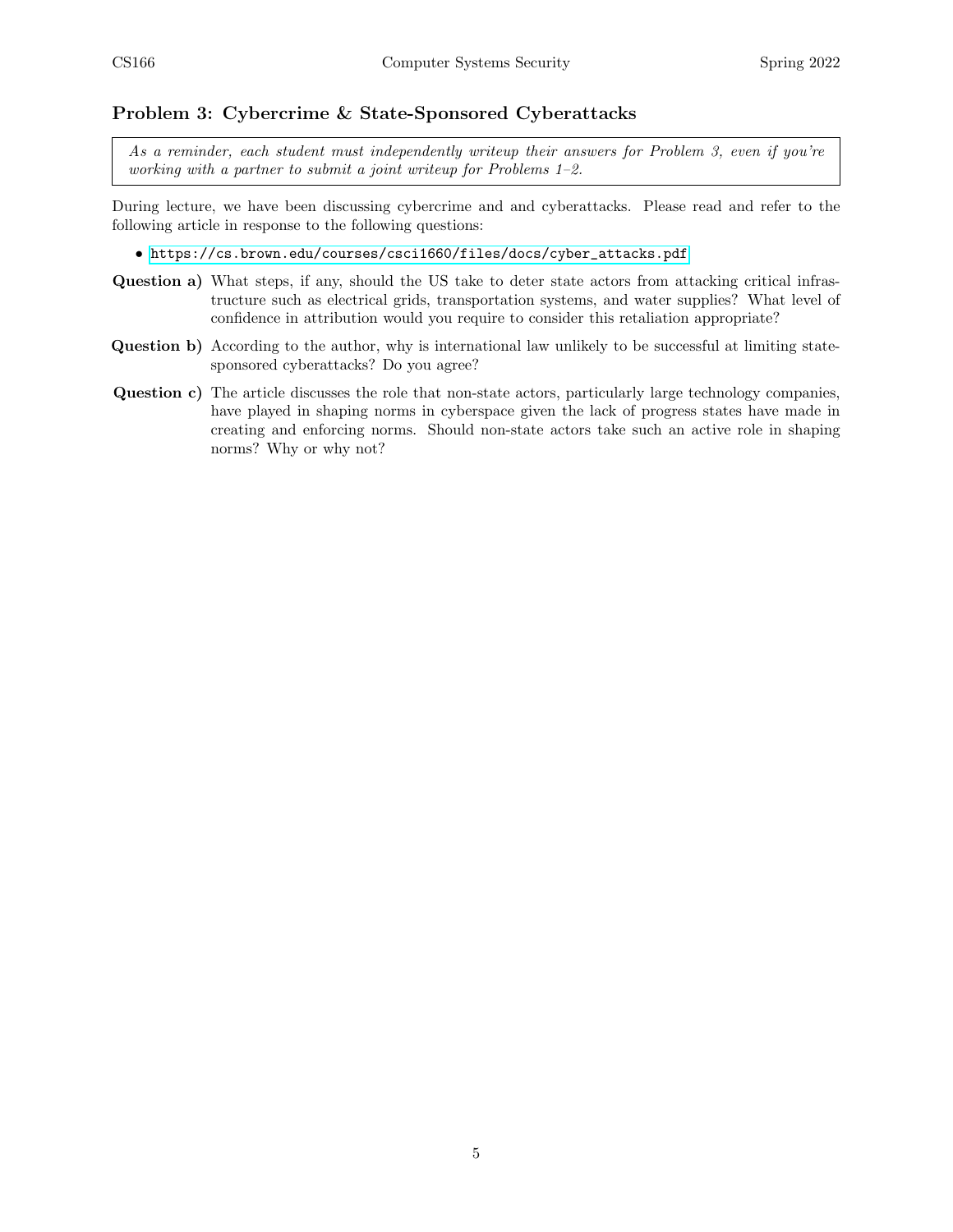## Problem 3: Cybercrime & State-Sponsored Cyberattacks

*As a reminder, each student must independently writeup their answers for Problem 3, even if you're working with a partner to submit a joint writeup for Problems 1–2.*

During lecture, we have been discussing cybercrime and and cyberattacks. Please read and refer to the following article in response to the following questions:

- https://cs.brown.edu/courses/csci1660/files/docs/cyber_attacks.pdf

**Question a)** What steps, if any, should the US take to deter state actors from attacking critical infrastructure such as electrical grids, transportation systems, and water supplies? What level of confidence in attribution would you require to consider this retaliation appropriate?

**Question b)** According to the author, why is international law unlikely to be successful at limiting state-sponsored cyberattacks? Do you agree?

**Question c)** The article discusses the role that non-state actors, particularly large technology companies, have played in shaping norms in cyberspace given the lack of progress states have made in creating and enforcing norms. Should non-state actors take such an active role in shaping norms? Why or why not?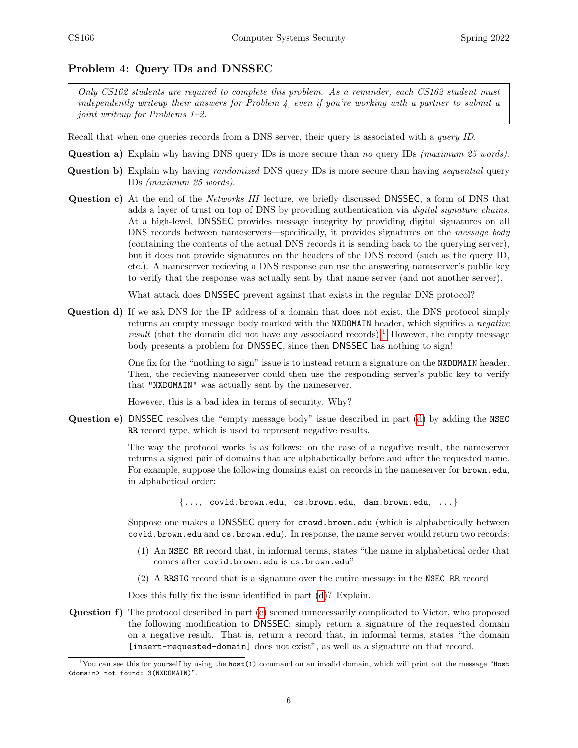## Problem 4: Query IDs and DNSSEC

*Only CS162 students are required to complete this problem. As a reminder, each CS162 student must independently writeup their answers for Problem 4, even if you're working with a partner to submit a joint writeup for Problems 1–2.*

Recall that when one queries records from a DNS server, their query is associated with a *query ID*.

**Question a)** Explain why having DNS query IDs is more secure than *no* query IDs *(maximum 25 words)*.

**Question b)** Explain why having *randomized* DNS query IDs is more secure than having *sequential* query IDs *(maximum 25 words)*.

**Question c)** At the end of the *Networks III* lecture, we briefly discussed DNSSEC, a form of DNS that adds a layer of trust on top of DNS by providing authentication via *digital signature chains*. At a high-level, DNSSEC provides message integrity by providing digital signatures on all DNS records between nameservers—specifically, it provides signatures on the *message body* (containing the contents of the actual DNS records it is sending back to the querying server), but it does not provide signatures on the headers of the DNS record (such as the query ID, etc.). A nameserver recieving a DNS response can use the answering nameserver's public key to verify that the response was actually sent by that name server (and not another server).

What attack does DNSSEC prevent against that exists in the regular DNS protocol?

**Question d)** If we ask DNS for the IP address of a domain that does not exist, the DNS protocol simply returns an empty message body marked with the `NXDOMAIN` header, which signifies a *negative result* (that the domain did not have any associated records).[1] However, the empty message body presents a problem for DNSSEC, since then DNSSEC has nothing to sign!

One fix for the "nothing to sign" issue is to instead return a signature on the `NXDOMAIN` header. Then, the recieving nameserver could then use the responding server's public key to verify that `"NXDOMAIN"` was actually sent by the nameserver.

However, this is a bad idea in terms of security. Why?

**Question e)** DNSSEC resolves the "empty message body" issue described in part (d) by adding the `NSEC RR` record type, which is used to represent negative results.

The way the protocol works is as follows: on the case of a negative result, the nameserver returns a signed pair of domains that are alphabetically before and after the requested name. For example, suppose the following domains exist on records in the nameserver for `brown.edu`, in alphabetical order:

{..., `covid.brown.edu`, `cs.brown.edu`, `dam.brown.edu`, ...}

Suppose one makes a DNSSEC query for `crowd.brown.edu` (which is alphabetically between `covid.brown.edu` and `cs.brown.edu`). In response, the name server would return two records:

(1) An `NSEC RR` record that, in informal terms, states "the name in alphabetical order that comes after `covid.brown.edu` is `cs.brown.edu`"

(2) A `RRSIG` record that is a signature over the entire message in the `NSEC RR` record

Does this fully fix the issue identified in part (d)? Explain.

**Question f)** The protocol described in part (e) seemed unnecessarily complicated to Victor, who proposed the following modification to DNSSEC: simply return a signature of the requested domain on a negative result. That is, return a record that, in informal terms, states "the domain [insert-requested-domain] does not exist", as well as a signature on that record.

---

[1] You can see this for yourself by using the `host(1)` command on an invalid domain, which will print out the message "`Host <domain> not found: 3(NXDOMAIN)`".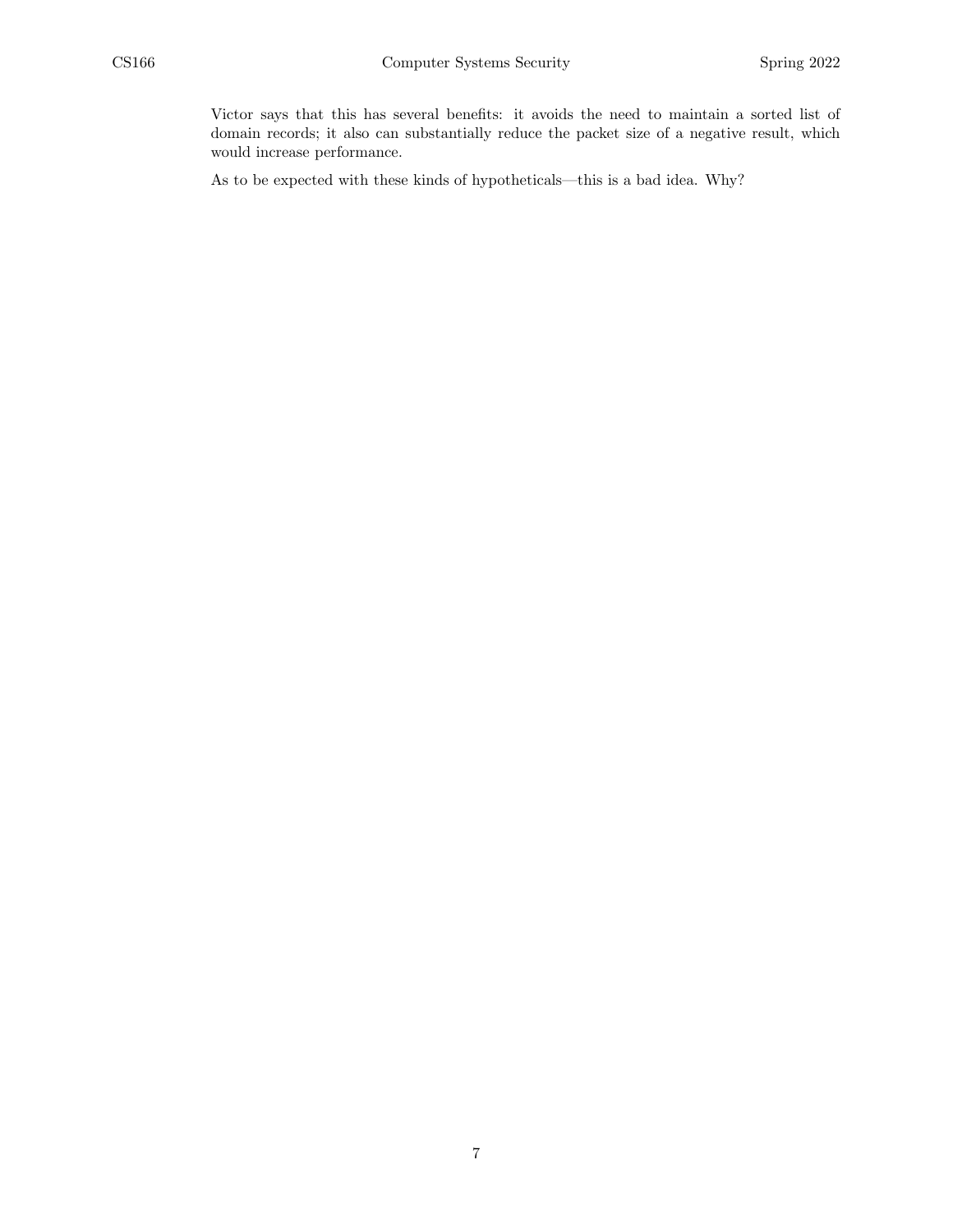Victor says that this has several benefits: it avoids the need to maintain a sorted list of domain records; it also can substantially reduce the packet size of a negative result, which would increase performance.

As to be expected with these kinds of hypotheticals—this is a bad idea. Why?